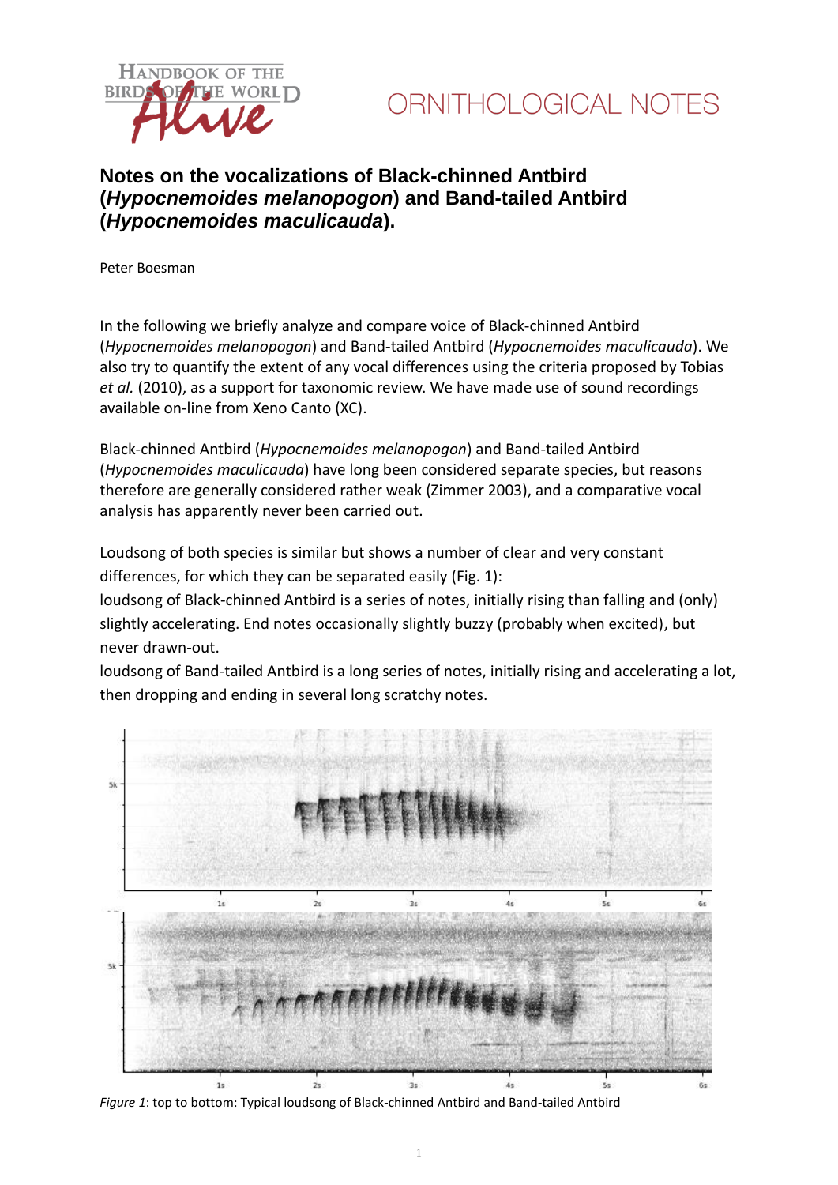# Notes on the vocalizations of Black-chinned Antbird (*Hypocnemoides melanopogon*) and Band-tailed Antbird (*Hypocnemoides maculicauda*).

Peter Boesman

In the following we briefly analyze and compare voice of Black-chinned Antbird (*Hypocnemoides melanopogon*) and Band-tailed Antbird (*Hypocnemoides maculicauda*). We also try to quantify the extent of any vocal differences using the criteria proposed by Tobias *et al.* (2010), as a support for taxonomic review. We have made use of sound recordings available on-line from Xeno Canto (XC).

Black-chinned Antbird (*Hypocnemoides melanopogon*) and Band-tailed Antbird (*Hypocnemoides maculicauda*) have long been considered separate species, but reasons therefore are generally considered rather weak (Zimmer 2003), and a comparative vocal analysis has apparently never been carried out.

Loudsong of both species is similar but shows a number of clear and very constant differences, for which they can be separated easily (Fig. 1):
loudsong of Black-chinned Antbird is a series of notes, initially rising than falling and (only) slightly accelerating. End notes occasionally slightly buzzy (probably when excited), but never drawn-out.
loudsong of Band-tailed Antbird is a long series of notes, initially rising and accelerating a lot, then dropping and ending in several long scratchy notes.

*Figure 1*: top to bottom: Typical loudsong of Black-chinned Antbird and Band-tailed Antbird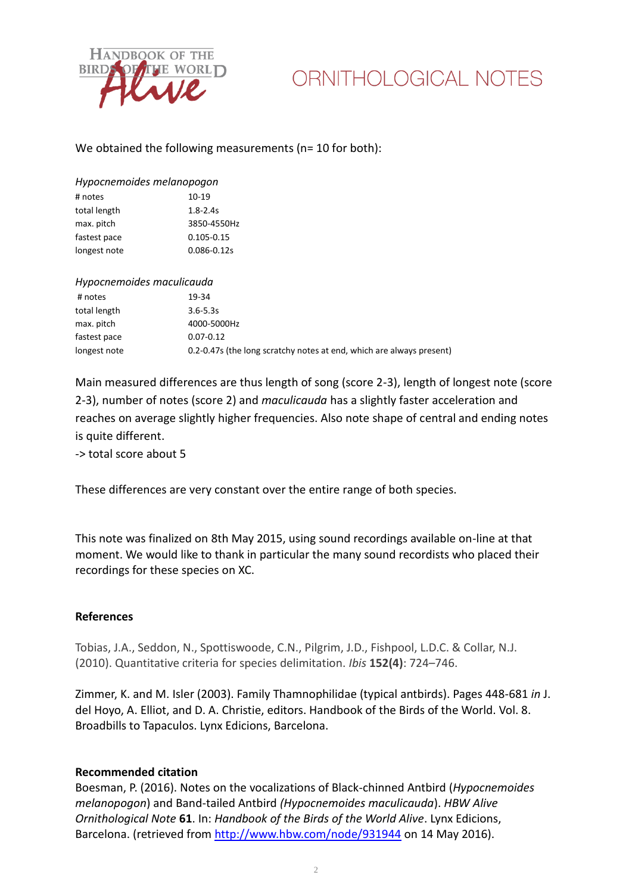We obtained the following measurements (n= 10 for both):

*Hypocnemoides melanopogon*

| | |
|---|---|
| # notes | 10-19 |
| total length | 1.8-2.4s |
| max. pitch | 3850-4550Hz |
| fastest pace | 0.105-0.15 |
| longest note | 0.086-0.12s |

*Hypocnemoides maculicauda*

| | |
|---|---|
| # notes | 19-34 |
| total length | 3.6-5.3s |
| max. pitch | 4000-5000Hz |
| fastest pace | 0.07-0.12 |
| longest note | 0.2-0.47s (the long scratchy notes at end, which are always present) |

Main measured differences are thus length of song (score 2-3), length of longest note (score 2-3), number of notes (score 2) and *maculicauda* has a slightly faster acceleration and reaches on average slightly higher frequencies. Also note shape of central and ending notes is quite different.
-> total score about 5

These differences are very constant over the entire range of both species.

This note was finalized on 8th May 2015, using sound recordings available on-line at that moment. We would like to thank in particular the many sound recordists who placed their recordings for these species on XC.

**References**

Tobias, J.A., Seddon, N., Spottiswoode, C.N., Pilgrim, J.D., Fishpool, L.D.C. & Collar, N.J. (2010). Quantitative criteria for species delimitation. *Ibis* **152(4)**: 724–746.

Zimmer, K. and M. Isler (2003). Family Thamnophilidae (typical antbirds). Pages 448-681 *in* J. del Hoyo, A. Elliot, and D. A. Christie, editors. Handbook of the Birds of the World. Vol. 8. Broadbills to Tapaculos. Lynx Edicions, Barcelona.

**Recommended citation**
Boesman, P. (2016). Notes on the vocalizations of Black-chinned Antbird (*Hypocnemoides melanopogon*) and Band-tailed Antbird *(Hypocnemoides maculicauda*). *HBW Alive Ornithological Note* **61**. In: *Handbook of the Birds of the World Alive*. Lynx Edicions, Barcelona. (retrieved from http://www.hbw.com/node/931944 on 14 May 2016).